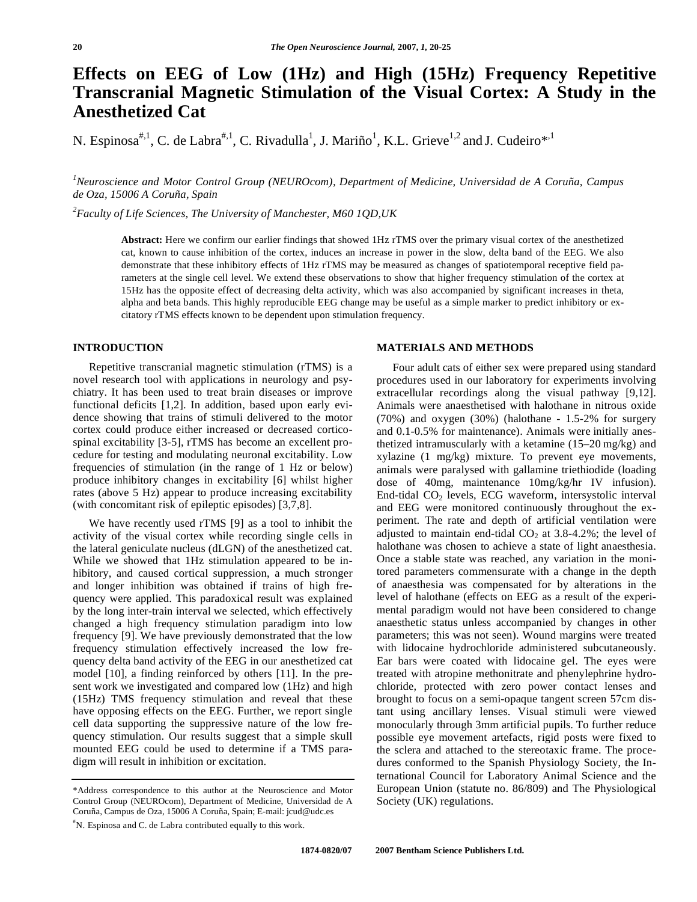# Effects on EEG of Low (1Hz) and High (15Hz) Frequency Repetitive Transcranial Magnetic Stimulation of the Visual Cortex: A Study in the Anesthetized Cat

N. Espinosa[#,1], C. de Labra[#,1], C. Rivadulla[1], J. Mariño[1], K.L. Grieve[1,2] and J. Cudeiro*[,1]

[1]*Neuroscience and Motor Control Group (NEURОcom), Department of Medicine, Universidad de A Coruña, Campus de Oza, 15006 A Coruña, Spain*

[2]*Faculty of Life Sciences, The University of Manchester, M60 1QD,UK*

**Abstract:** Here we confirm our earlier findings that showed 1Hz rTMS over the primary visual cortex of the anesthetized cat, known to cause inhibition of the cortex, induces an increase in power in the slow, delta band of the EEG. We also demonstrate that these inhibitory effects of 1Hz rTMS may be measured as changes of spatiotemporal receptive field parameters at the single cell level. We extend these observations to show that higher frequency stimulation of the cortex at 15Hz has the opposite effect of decreasing delta activity, which was also accompanied by significant increases in theta, alpha and beta bands. This highly reproducible EEG change may be useful as a simple marker to predict inhibitory or excitatory rTMS effects known to be dependent upon stimulation frequency.

## INTRODUCTION

Repetitive transcranial magnetic stimulation (rTMS) is a novel research tool with applications in neurology and psychiatry. It has been used to treat brain diseases or improve functional deficits [1,2]. In addition, based upon early evidence showing that trains of stimuli delivered to the motor cortex could produce either increased or decreased corticospinal excitability [3-5], rTMS has become an excellent procedure for testing and modulating neuronal excitability. Low frequencies of stimulation (in the range of 1 Hz or below) produce inhibitory changes in excitability [6] whilst higher rates (above 5 Hz) appear to produce increasing excitability (with concomitant risk of epileptic episodes) [3,7,8].

We have recently used rTMS [9] as a tool to inhibit the activity of the visual cortex while recording single cells in the lateral geniculate nucleus (dLGN) of the anesthetized cat. While we showed that 1Hz stimulation appeared to be inhibitory, and caused cortical suppression, a much stronger and longer inhibition was obtained if trains of high frequency were applied. This paradoxical result was explained by the long inter-train interval we selected, which effectively changed a high frequency stimulation paradigm into low frequency [9]. We have previously demonstrated that the low frequency stimulation effectively increased the low frequency delta band activity of the EEG in our anesthetized cat model [10], a finding reinforced by others [11]. In the present work we investigated and compared low (1Hz) and high (15Hz) TMS frequency stimulation and reveal that these have opposing effects on the EEG. Further, we report single cell data supporting the suppressive nature of the low frequency stimulation. Our results suggest that a simple skull mounted EEG could be used to determine if a TMS paradigm will result in inhibition or excitation.

## MATERIALS AND METHODS

Four adult cats of either sex were prepared using standard procedures used in our laboratory for experiments involving extracellular recordings along the visual pathway [9,12]. Animals were anaesthetised with halothane in nitrous oxide (70%) and oxygen (30%) (halothane - 1.5-2% for surgery and 0.1-0.5% for maintenance). Animals were initially anesthetized intramuscularly with a ketamine (15–20 mg/kg) and xylazine (1 mg/kg) mixture. To prevent eye movements, animals were paralysed with gallamine triethiodide (loading dose of 40mg, maintenance 10mg/kg/hr IV infusion). End-tidal $CO_2$ levels, ECG waveform, intersystolic interval and EEG were monitored continuously throughout the experiment. The rate and depth of artificial ventilation were adjusted to maintain end-tidal $CO_2$ at 3.8-4.2%; the level of halothane was chosen to achieve a state of light anaesthesia. Once a stable state was reached, any variation in the monitored parameters commensurate with a change in the depth of anaesthesia was compensated for by alterations in the level of halothane (effects on EEG as a result of the experimental paradigm would not have been considered to change anaesthetic status unless accompanied by changes in other parameters; this was not seen). Wound margins were treated with lidocaine hydrochloride administered subcutaneously. Ear bars were coated with lidocaine gel. The eyes were treated with atropine methonitrate and phenylephrine hydrochloride, protected with zero power contact lenses and brought to focus on a semi-opaque tangent screen 57cm distant using ancillary lenses. Visual stimuli were viewed monocularly through 3mm artificial pupils. To further reduce possible eye movement artefacts, rigid posts were fixed to the sclera and attached to the stereotaxic frame. The procedures conformed to the Spanish Physiology Society, the International Council for Laboratory Animal Science and the European Union (statute no. 86/809) and The Physiological Society (UK) regulations.

*Address correspondence to this author at the Neuroscience and Motor Control Group (NEURОcom), Department of Medicine, Universidad de A Coruña, Campus de Oza, 15006 A Coruña, Spain; E-mail: jcud@udc.es

[#]N. Espinosa and C. de Labra contributed equally to this work.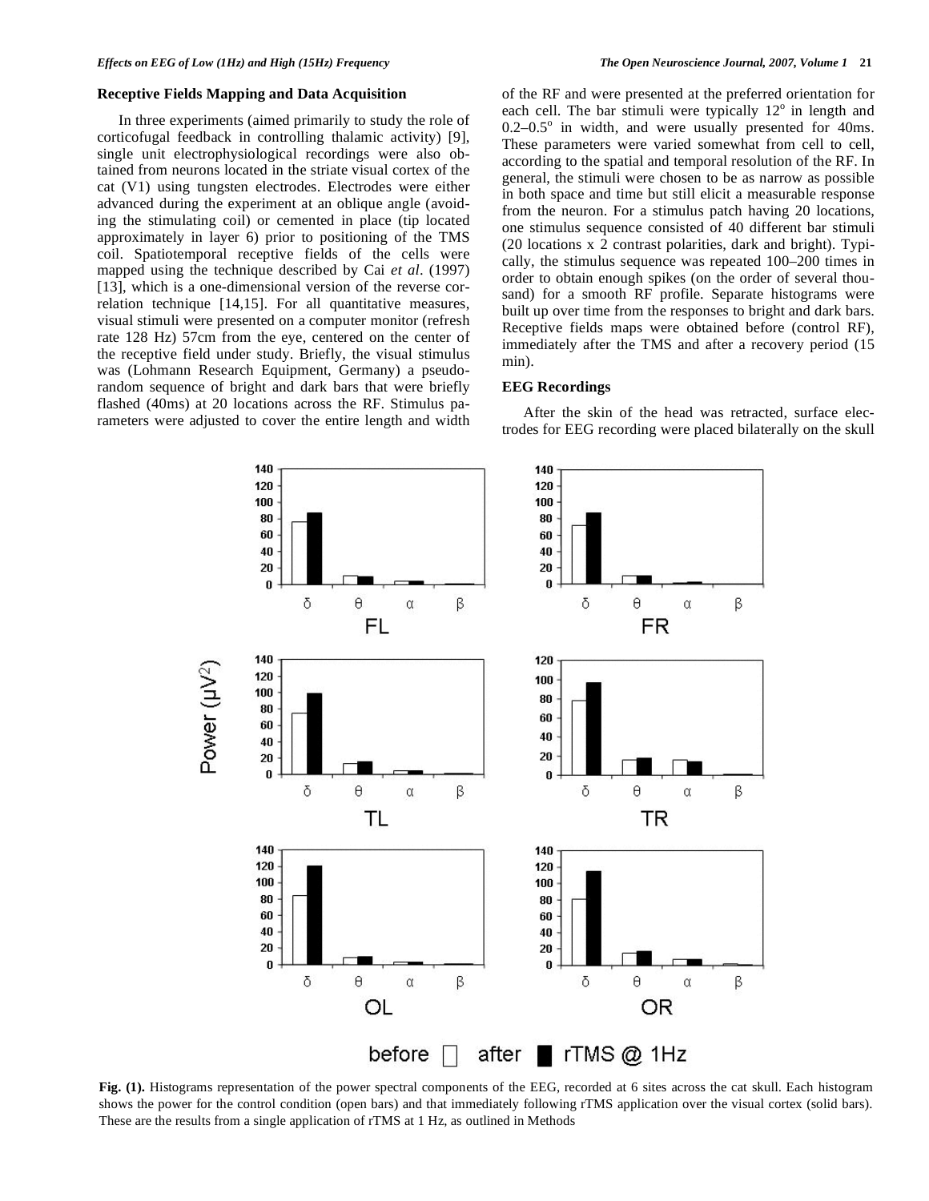### Receptive Fields Mapping and Data Acquisition

In three experiments (aimed primarily to study the role of corticofugal feedback in controlling thalamic activity) [9], single unit electrophysiological recordings were also obtained from neurons located in the striate visual cortex of the cat (V1) using tungsten electrodes. Electrodes were either advanced during the experiment at an oblique angle (avoiding the stimulating coil) or cemented in place (tip located approximately in layer 6) prior to positioning of the TMS coil. Spatiotemporal receptive fields of the cells were mapped using the technique described by Cai *et al*. (1997) [13], which is a one-dimensional version of the reverse correlation technique [14,15]. For all quantitative measures, visual stimuli were presented on a computer monitor (refresh rate 128 Hz) 57cm from the eye, centered on the center of the receptive field under study. Briefly, the visual stimulus was (Lohmann Research Equipment, Germany) a pseudo-random sequence of bright and dark bars that were briefly flashed (40ms) at 20 locations across the RF. Stimulus parameters were adjusted to cover the entire length and width of the RF and were presented at the preferred orientation for each cell. The bar stimuli were typically 12$^o$ in length and 0.2–0.5$^o$ in width, and were usually presented for 40ms. These parameters were varied somewhat from cell to cell, according to the spatial and temporal resolution of the RF. In general, the stimuli were chosen to be as narrow as possible in both space and time but still elicit a measurable response from the neuron. For a stimulus patch having 20 locations, one stimulus sequence consisted of 40 different bar stimuli (20 locations x 2 contrast polarities, dark and bright). Typically, the stimulus sequence was repeated 100–200 times in order to obtain enough spikes (on the order of several thousand) for a smooth RF profile. Separate histograms were built up over time from the responses to bright and dark bars. Receptive fields maps were obtained before (control RF), immediately after the TMS and after a recovery period (15 min).

### EEG Recordings

After the skin of the head was retracted, surface electrodes for EEG recording were placed bilaterally on the skull

**Fig. (1).** Histograms representation of the power spectral components of the EEG, recorded at 6 sites across the cat skull. Each histogram shows the power for the control condition (open bars) and that immediately following rTMS application over the visual cortex (solid bars). These are the results from a single application of rTMS at 1 Hz, as outlined in Methods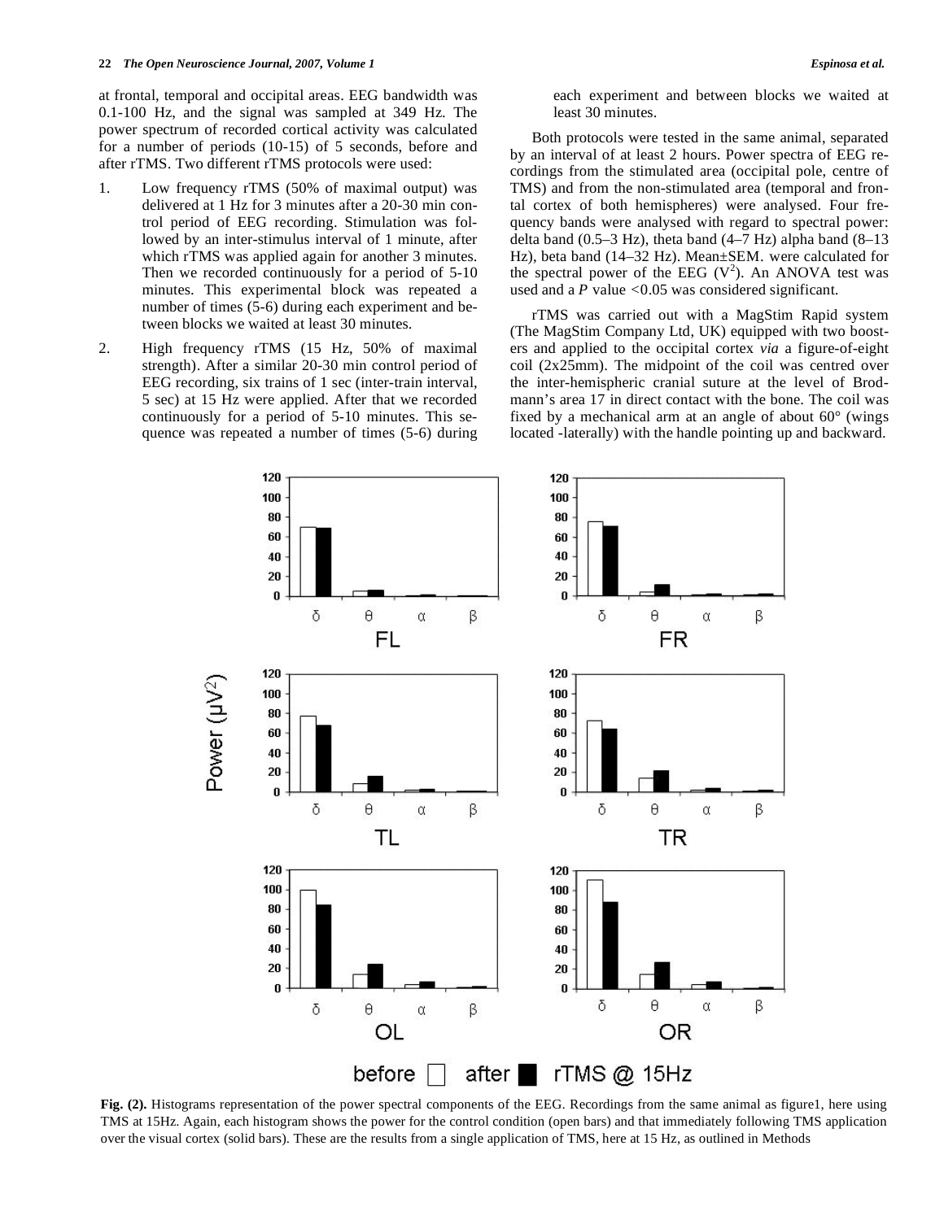at frontal, temporal and occipital areas. EEG bandwidth was 0.1-100 Hz, and the signal was sampled at 349 Hz. The power spectrum of recorded cortical activity was calculated for a number of periods (10-15) of 5 seconds, before and after rTMS. Two different rTMS protocols were used:

1. Low frequency rTMS (50% of maximal output) was delivered at 1 Hz for 3 minutes after a 20-30 min control period of EEG recording. Stimulation was followed by an inter-stimulus interval of 1 minute, after which rTMS was applied again for another 3 minutes. Then we recorded continuously for a period of 5-10 minutes. This experimental block was repeated a number of times (5-6) during each experiment and between blocks we waited at least 30 minutes.
2. High frequency rTMS (15 Hz, 50% of maximal strength). After a similar 20-30 min control period of EEG recording, six trains of 1 sec (inter-train interval, 5 sec) at 15 Hz were applied. After that we recorded continuously for a period of 5-10 minutes. This sequence was repeated a number of times (5-6) during each experiment and between blocks we waited at least 30 minutes.

Both protocols were tested in the same animal, separated by an interval of at least 2 hours. Power spectra of EEG recordings from the stimulated area (occipital pole, centre of TMS) and from the non-stimulated area (temporal and frontal cortex of both hemispheres) were analysed. Four frequency bands were analysed with regard to spectral power: delta band (0.5–3 Hz), theta band (4–7 Hz) alpha band (8–13 Hz), beta band (14–32 Hz). Mean±SEM. were calculated for the spectral power of the EEG ($V^2$). An ANOVA test was used and a *P* value <0.05 was considered significant.

rTMS was carried out with a MagStim Rapid system (The MagStim Company Ltd, UK) equipped with two boosters and applied to the occipital cortex *via* a figure-of-eight coil (2x25mm). The midpoint of the coil was centred over the inter-hemispheric cranial suture at the level of Brodmann's area 17 in direct contact with the bone. The coil was fixed by a mechanical arm at an angle of about 60° (wings located -laterally) with the handle pointing up and backward.

**Fig. (2).** Histograms representation of the power spectral components of the EEG. Recordings from the same animal as figure1, here using TMS at 15Hz. Again, each histogram shows the power for the control condition (open bars) and that immediately following TMS application over the visual cortex (solid bars). These are the results from a single application of TMS, here at 15 Hz, as outlined in Methods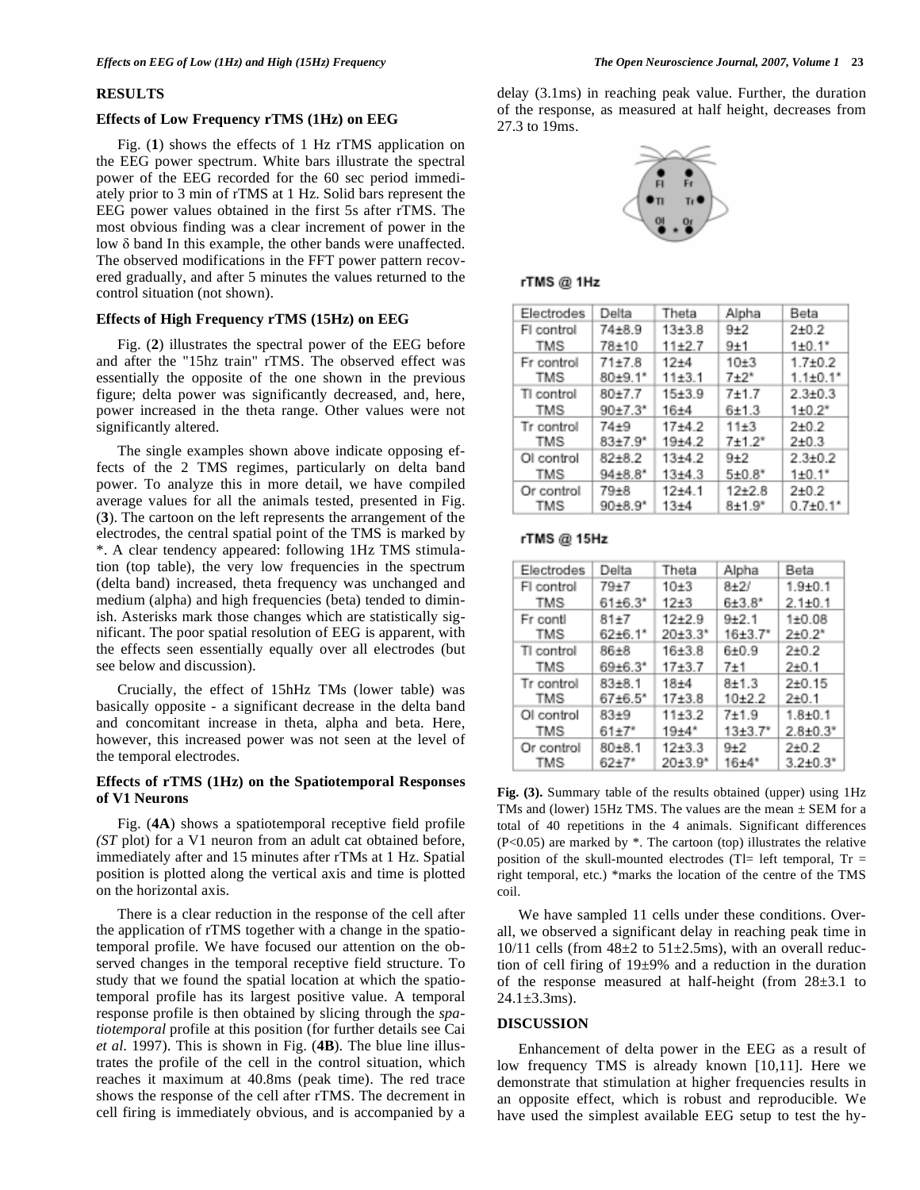## RESULTS

### Effects of Low Frequency rTMS (1Hz) on EEG

Fig. (**1**) shows the effects of 1 Hz rTMS application on the EEG power spectrum. White bars illustrate the spectral power of the EEG recorded for the 60 sec period immediately prior to 3 min of rTMS at 1 Hz. Solid bars represent the EEG power values obtained in the first 5s after rTMS. The most obvious finding was a clear increment of power in the low δ band In this example, the other bands were unaffected. The observed modifications in the FFT power pattern recovered gradually, and after 5 minutes the values returned to the control situation (not shown).

### Effects of High Frequency rTMS (15Hz) on EEG

Fig. (**2**) illustrates the spectral power of the EEG before and after the "15hz train" rTMS. The observed effect was essentially the opposite of the one shown in the previous figure; delta power was significantly decreased, and, here, power increased in the theta range. Other values were not significantly altered.

The single examples shown above indicate opposing effects of the 2 TMS regimes, particularly on delta band power. To analyze this in more detail, we have compiled average values for all the animals tested, presented in Fig. (**3**). The cartoon on the left represents the arrangement of the electrodes, the central spatial point of the TMS is marked by *. A clear tendency appeared: following 1Hz TMS stimulation (top table), the very low frequencies in the spectrum (delta band) increased, theta frequency was unchanged and medium (alpha) and high frequencies (beta) tended to diminish. Asterisks mark those changes which are statistically significant. The poor spatial resolution of EEG is apparent, with the effects seen essentially equally over all electrodes (but see below and discussion).

Crucially, the effect of 15hHz TMs (lower table) was basically opposite - a significant decrease in the delta band and concomitant increase in theta, alpha and beta. Here, however, this increased power was not seen at the level of the temporal electrodes.

### Effects of rTMS (1Hz) on the Spatiotemporal Responses of V1 Neurons

Fig. (**4A**) shows a spatiotemporal receptive field profile *(ST* plot) for a V1 neuron from an adult cat obtained before, immediately after and 15 minutes after rTMs at 1 Hz. Spatial position is plotted along the vertical axis and time is plotted on the horizontal axis.

There is a clear reduction in the response of the cell after the application of rTMS together with a change in the spatiotemporal profile. We have focused our attention on the observed changes in the temporal receptive field structure. To study that we found the spatial location at which the spatiotemporal profile has its largest positive value. A temporal response profile is then obtained by slicing through the *spatiotemporal* profile at this position (for further details see Cai *et al.* 1997). This is shown in Fig. (**4B**). The blue line illustrates the profile of the cell in the control situation, which reaches it maximum at 40.8ms (peak time). The red trace shows the response of the cell after rTMS. The decrement in cell firing is immediately obvious, and is accompanied by a delay (3.1ms) in reaching peak value. Further, the duration of the response, as measured at half height, decreases from 27.3 to 19ms.

**rTMS @ 1Hz**

| Electrodes | Delta | Theta | Alpha | Beta |
|---|---|---|---|---|
| Fl control | 74±8.9 | 13±3.8 | 9±2 | 2±0.2 |
| TMS | 78±10 | 11±2.7 | 9±1 | 1±0.1* |
| Fr control | 71±7.8 | 12±4 | 10±3 | 1.7±0.2 |
| TMS | 80±9.1* | 11±3.1 | 7±2* | 1.1±0.1* |
| Tl control | 80±7.7 | 15±3.9 | 7±1.7 | 2.3±0.3 |
| TMS | 90±7.3* | 16±4 | 6±1.3 | 1±0.2* |
| Tr control | 74±9 | 17±4.2 | 11±3 | 2±0.2 |
| TMS | 83±7.9* | 19±4.2 | 7±1.2* | 2±0.3 |
| Ol control | 82±8.2 | 13±4.2 | 9±2 | 2.3±0.2 |
| TMS | 94±8.8* | 13±4.3 | 5±0.8* | 1±0.1* |
| Or control | 79±8 | 12±4.1 | 12±2.8 | 2±0.2 |
| TMS | 90±8.9* | 13±4 | 8±1.9* | 0.7±0.1* |

**rTMS @ 15Hz**

| Electrodes | Delta | Theta | Alpha | Beta |
|---|---|---|---|---|
| Fl control | 79±7 | 10±3 | 8±2/ | 1.9±0.1 |
| TMS | 61±6.3* | 12±3 | 6±3.8* | 2.1±0.1 |
| Fr contl | 81±7 | 12±2.9 | 9±2.1 | 1±0.08 |
| TMS | 62±6.1* | 20±3.3* | 16±3.7* | 2±0.2* |
| Tl control | 86±8 | 16±3.8 | 6±0.9 | 2±0.2 |
| TMS | 69±6.3* | 17±3.7 | 7±1 | 2±0.1 |
| Tr control | 83±8.1 | 18±4 | 8±1.3 | 2±0.15 |
| TMS | 67±6.5* | 17±3.8 | 10±2.2 | 2±0.1 |
| Ol control | 83±9 | 11±3.2 | 7±1.9 | 1.8±0.1 |
| TMS | 61±7* | 19±4* | 13±3.7* | 2.8±0.3* |
| Or control | 80±8.1 | 12±3.3 | 9±2 | 2±0.2 |
| TMS | 62±7* | 20±3.9* | 16±4* | 3.2±0.3* |

**Fig. (3).** Summary table of the results obtained (upper) using 1Hz TMs and (lower) 15Hz TMS. The values are the mean ± SEM for a total of 40 repetitions in the 4 animals. Significant differences ($P<0.05$) are marked by *. The cartoon (top) illustrates the relative position of the skull-mounted electrodes (Tl= left temporal, Tr = right temporal, etc.) *marks the location of the centre of the TMS coil.

We have sampled 11 cells under these conditions. Overall, we observed a significant delay in reaching peak time in 10/11 cells (from 48±2 to 51±2.5ms), with an overall reduction of cell firing of 19±9% and a reduction in the duration of the response measured at half-height (from 28±3.1 to 24.1±3.3ms).

## DISCUSSION

Enhancement of delta power in the EEG as a result of low frequency TMS is already known [10,11]. Here we demonstrate that stimulation at higher frequencies results in an opposite effect, which is robust and reproducible. We have used the simplest available EEG setup to test the hy-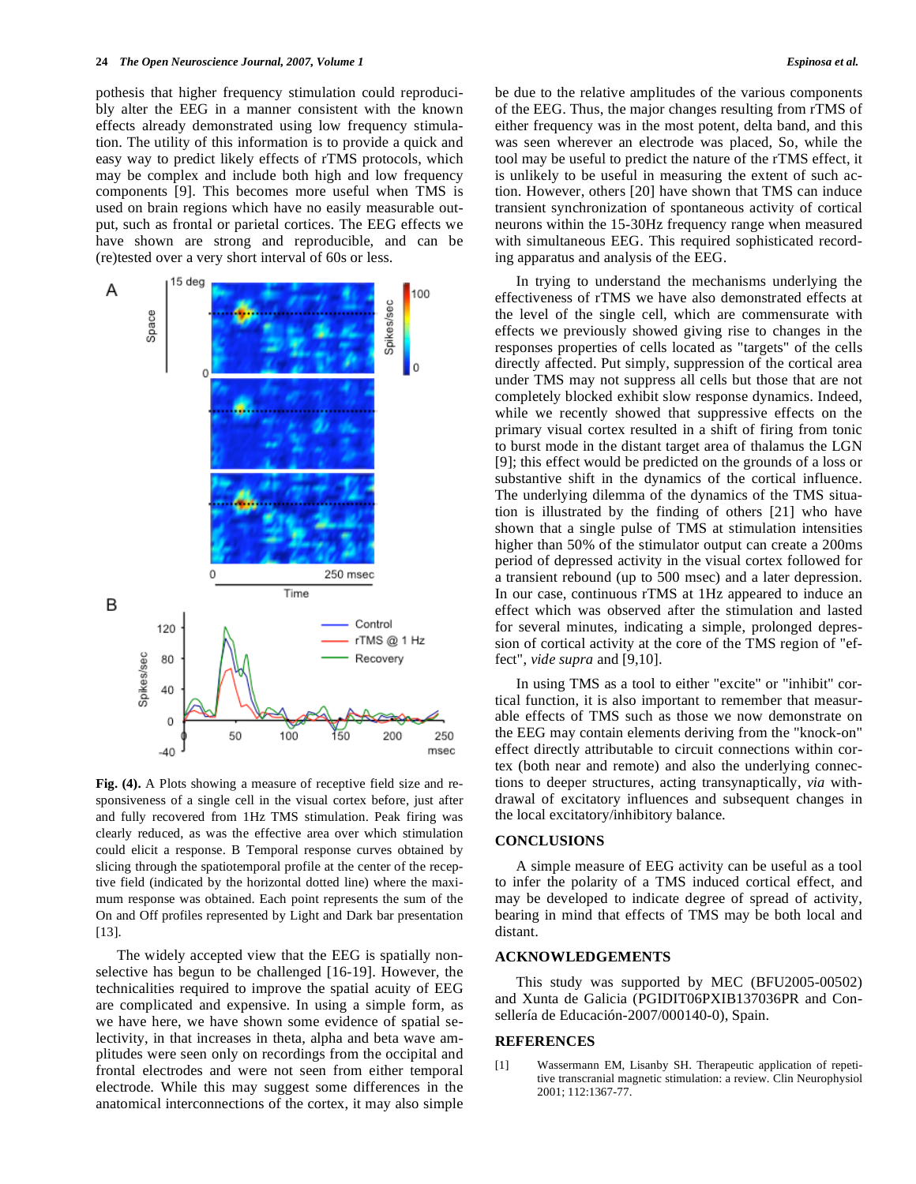pothesis that higher frequency stimulation could reproducibly alter the EEG in a manner consistent with the known effects already demonstrated using low frequency stimulation. The utility of this information is to provide a quick and easy way to predict likely effects of rTMS protocols, which may be complex and include both high and low frequency components [9]. This becomes more useful when TMS is used on brain regions which have no easily measurable output, such as frontal or parietal cortices. The EEG effects we have shown are strong and reproducible, and can be (re)tested over a very short interval of 60s or less.

**Fig. (4).** A Plots showing a measure of receptive field size and responsiveness of a single cell in the visual cortex before, just after and fully recovered from 1Hz TMS stimulation. Peak firing was clearly reduced, as was the effective area over which stimulation could elicit a response. B Temporal response curves obtained by slicing through the spatiotemporal profile at the center of the receptive field (indicated by the horizontal dotted line) where the maximum response was obtained. Each point represents the sum of the On and Off profiles represented by Light and Dark bar presentation [13].

The widely accepted view that the EEG is spatially non-selective has begun to be challenged [16-19]. However, the technicalities required to improve the spatial acuity of EEG are complicated and expensive. In using a simple form, as we have here, we have shown some evidence of spatial selectivity, in that increases in theta, alpha and beta wave amplitudes were seen only on recordings from the occipital and frontal electrodes and were not seen from either temporal electrode. While this may suggest some differences in the anatomical interconnections of the cortex, it may also simple be due to the relative amplitudes of the various components of the EEG. Thus, the major changes resulting from rTMS of either frequency was in the most potent, delta band, and this was seen wherever an electrode was placed, So, while the tool may be useful to predict the nature of the rTMS effect, it is unlikely to be useful in measuring the extent of such action. However, others [20] have shown that TMS can induce transient synchronization of spontaneous activity of cortical neurons within the 15-30Hz frequency range when measured with simultaneous EEG. This required sophisticated recording apparatus and analysis of the EEG.

In trying to understand the mechanisms underlying the effectiveness of rTMS we have also demonstrated effects at the level of the single cell, which are commensurate with effects we previously showed giving rise to changes in the responses properties of cells located as "targets" of the cells directly affected. Put simply, suppression of the cortical area under TMS may not suppress all cells but those that are not completely blocked exhibit slow response dynamics. Indeed, while we recently showed that suppressive effects on the primary visual cortex resulted in a shift of firing from tonic to burst mode in the distant target area of thalamus the LGN [9]; this effect would be predicted on the grounds of a loss or substantive shift in the dynamics of the cortical influence. The underlying dilemma of the dynamics of the TMS situation is illustrated by the finding of others [21] who have shown that a single pulse of TMS at stimulation intensities higher than 50% of the stimulator output can create a 200ms period of depressed activity in the visual cortex followed for a transient rebound (up to 500 msec) and a later depression. In our case, continuous rTMS at 1Hz appeared to induce an effect which was observed after the stimulation and lasted for several minutes, indicating a simple, prolonged depression of cortical activity at the core of the TMS region of "effect", *vide supra* and [9,10].

In using TMS as a tool to either "excite" or "inhibit" cortical function, it is also important to remember that measurable effects of TMS such as those we now demonstrate on the EEG may contain elements deriving from the "knock-on" effect directly attributable to circuit connections within cortex (both near and remote) and also the underlying connections to deeper structures, acting transynaptically, *via* withdrawal of excitatory influences and subsequent changes in the local excitatory/inhibitory balance.

## CONCLUSIONS

A simple measure of EEG activity can be useful as a tool to infer the polarity of a TMS induced cortical effect, and may be developed to indicate degree of spread of activity, bearing in mind that effects of TMS may be both local and distant.

## ACKNOWLEDGEMENTS

This study was supported by MEC (BFU2005-00502) and Xunta de Galicia (PGIDIT06PXIB137036PR and Consellería de Educación-2007/000140-0), Spain.

## REFERENCES

[1] Wassermann EM, Lisanby SH. Therapeutic application of repetitive transcranial magnetic stimulation: a review. Clin Neurophysiol 2001; 112:1367-77.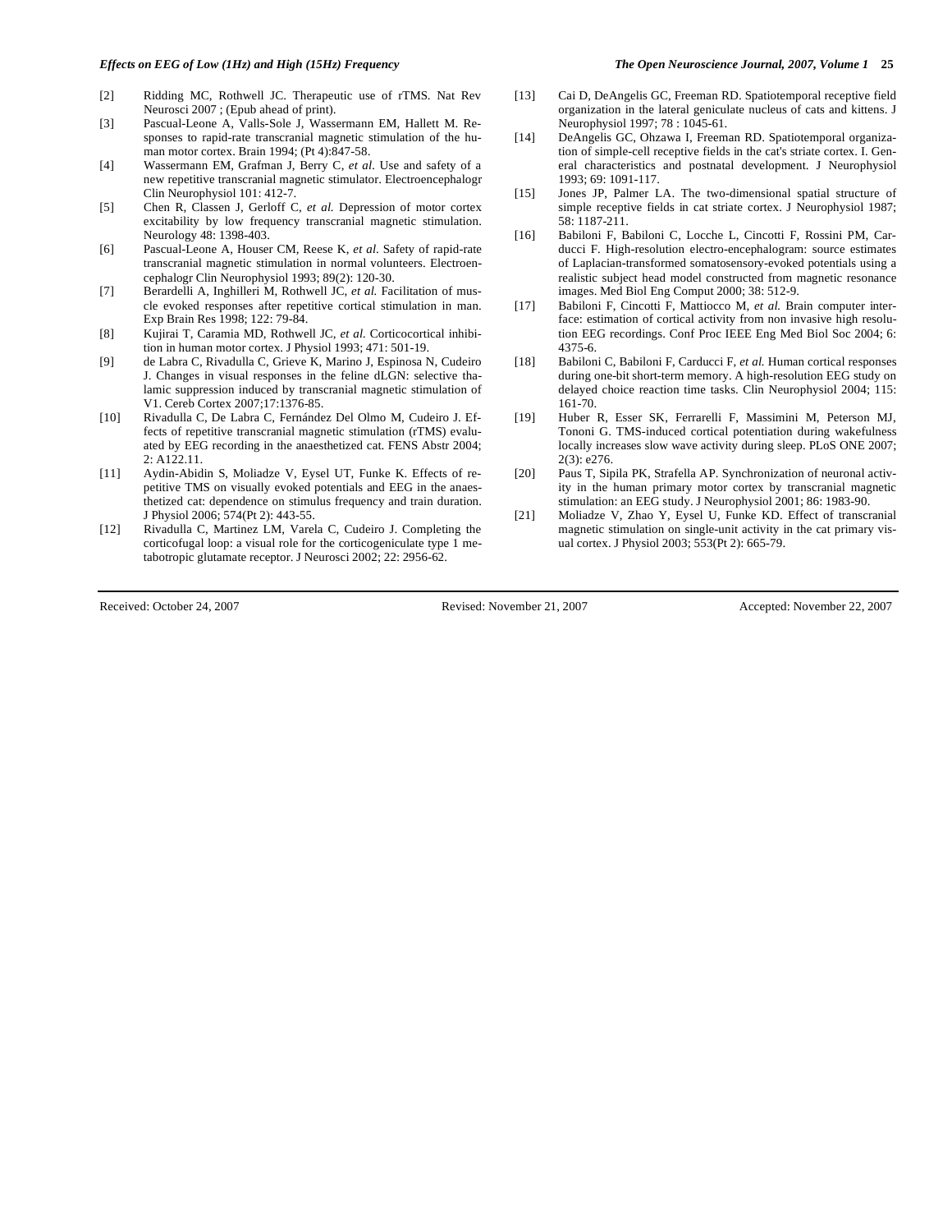[2] Ridding MC, Rothwell JC. Therapeutic use of rTMS. Nat Rev Neurosci 2007 ; (Epub ahead of print).

[3] Pascual-Leone A, Valls-Sole J, Wassermann EM, Hallett M. Responses to rapid-rate transcranial magnetic stimulation of the human motor cortex. Brain 1994; (Pt 4):847-58.

[4] Wassermann EM, Grafman J, Berry C, *et al*. Use and safety of a new repetitive transcranial magnetic stimulator. Electroencephalogr Clin Neurophysiol 101: 412-7.

[5] Chen R, Classen J, Gerloff C, *et al.* Depression of motor cortex excitability by low frequency transcranial magnetic stimulation. Neurology 48: 1398-403.

[6] Pascual-Leone A, Houser CM, Reese K, *et al*. Safety of rapid-rate transcranial magnetic stimulation in normal volunteers. Electroencephalogr Clin Neurophysiol 1993; 89(2): 120-30.

[7] Berardelli A, Inghilleri M, Rothwell JC, *et al.* Facilitation of muscle evoked responses after repetitive cortical stimulation in man. Exp Brain Res 1998; 122: 79-84.

[8] Kujirai T, Caramia MD, Rothwell JC, *et al.* Corticocortical inhibition in human motor cortex. J Physiol 1993; 471: 501-19.

[9] de Labra C, Rivadulla C, Grieve K, Marino J, Espinosa N, Cudeiro J. Changes in visual responses in the feline dLGN: selective thalamic suppression induced by transcranial magnetic stimulation of V1. Cereb Cortex 2007;17:1376-85.

[10] Rivadulla C, De Labra C, Fernández Del Olmo M, Cudeiro J. Effects of repetitive transcranial magnetic stimulation (rTMS) evaluated by EEG recording in the anaesthetized cat. FENS Abstr 2004; 2: A122.11.

[11] Aydin-Abidin S, Moliadze V, Eysel UT, Funke K. Effects of repetitive TMS on visually evoked potentials and EEG in the anaesthetized cat: dependence on stimulus frequency and train duration. J Physiol 2006; 574(Pt 2): 443-55.

[12] Rivadulla C, Martinez LM, Varela C, Cudeiro J. Completing the corticofugal loop: a visual role for the corticogeniculate type 1 metabotropic glutamate receptor. J Neurosci 2002; 22: 2956-62.

[13] Cai D, DeAngelis GC, Freeman RD. Spatiotemporal receptive field organization in the lateral geniculate nucleus of cats and kittens. J Neurophysiol 1997; 78 : 1045-61.

[14] DeAngelis GC, Ohzawa I, Freeman RD. Spatiotemporal organization of simple-cell receptive fields in the cat's striate cortex. I. General characteristics and postnatal development. J Neurophysiol 1993; 69: 1091-117.

[15] Jones JP, Palmer LA. The two-dimensional spatial structure of simple receptive fields in cat striate cortex. J Neurophysiol 1987; 58: 1187-211.

[16] Babiloni F, Babiloni C, Locche L, Cincotti F, Rossini PM, Carducci F. High-resolution electro-encephalogram: source estimates of Laplacian-transformed somatosensory-evoked potentials using a realistic subject head model constructed from magnetic resonance images. Med Biol Eng Comput 2000; 38: 512-9.

[17] Babiloni F, Cincotti F, Mattiocco M, *et al.* Brain computer interface: estimation of cortical activity from non invasive high resolution EEG recordings. Conf Proc IEEE Eng Med Biol Soc 2004; 6: 4375-6.

[18] Babiloni C, Babiloni F, Carducci F, *et al.* Human cortical responses during one-bit short-term memory. A high-resolution EEG study on delayed choice reaction time tasks. Clin Neurophysiol 2004; 115: 161-70.

[19] Huber R, Esser SK, Ferrarelli F, Massimini M, Peterson MJ, Tononi G. TMS-induced cortical potentiation during wakefulness locally increases slow wave activity during sleep. PLoS ONE 2007; 2(3): e276.

[20] Paus T, Sipila PK, Strafella AP. Synchronization of neuronal activity in the human primary motor cortex by transcranial magnetic stimulation: an EEG study. J Neurophysiol 2001; 86: 1983-90.

[21] Moliadze V, Zhao Y, Eysel U, Funke KD. Effect of transcranial magnetic stimulation on single-unit activity in the cat primary visual cortex. J Physiol 2003; 553(Pt 2): 665-79.

Received: October 24, 2007 Revised: November 21, 2007 Accepted: November 22, 2007